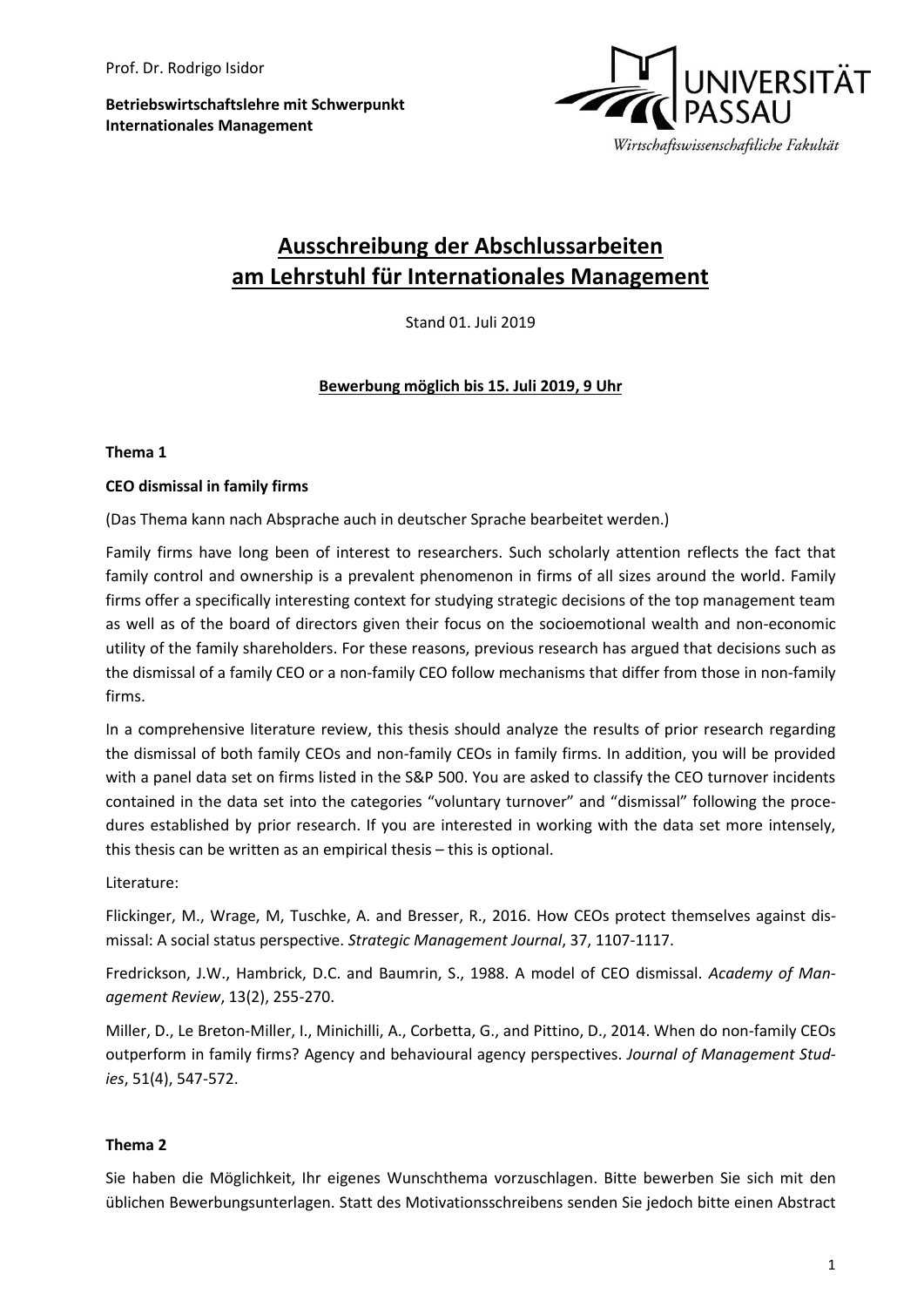Prof. Dr. Rodrigo Isidor

**Betriebswirtschaftslehre mit Schwerpunkt Internationales Management**

UNIVERSITÄT PASSAU

Wirtschaftswissenschaftliche Fakultät

# Ausschreibung der Abschlussarbeiten am Lehrstuhl für Internationales Management

Stand 01. Juli 2019

**Bewerbung möglich bis 15. Juli 2019, 9 Uhr**

### Thema 1

**CEO dismissal in family firms**

(Das Thema kann nach Absprache auch in deutscher Sprache bearbeitet werden.)

Family firms have long been of interest to researchers. Such scholarly attention reflects the fact that family control and ownership is a prevalent phenomenon in firms of all sizes around the world. Family firms offer a specifically interesting context for studying strategic decisions of the top management team as well as of the board of directors given their focus on the socioemotional wealth and non-economic utility of the family shareholders. For these reasons, previous research has argued that decisions such as the dismissal of a family CEO or a non-family CEO follow mechanisms that differ from those in non-family firms.

In a comprehensive literature review, this thesis should analyze the results of prior research regarding the dismissal of both family CEOs and non-family CEOs in family firms. In addition, you will be provided with a panel data set on firms listed in the S&P 500. You are asked to classify the CEO turnover incidents contained in the data set into the categories "voluntary turnover" and "dismissal" following the procedures established by prior research. If you are interested in working with the data set more intensely, this thesis can be written as an empirical thesis – this is optional.

Literature:

Flickinger, M., Wrage, M, Tuschke, A. and Bresser, R., 2016. How CEOs protect themselves against dismissal: A social status perspective. *Strategic Management Journal*, 37, 1107-1117.

Fredrickson, J.W., Hambrick, D.C. and Baumrin, S., 1988. A model of CEO dismissal. *Academy of Management Review*, 13(2), 255-270.

Miller, D., Le Breton-Miller, I., Minichilli, A., Corbetta, G., and Pittino, D., 2014. When do non-family CEOs outperform in family firms? Agency and behavioural agency perspectives. *Journal of Management Studies*, 51(4), 547-572.

### Thema 2

Sie haben die Möglichkeit, Ihr eigenes Wunschthema vorzuschlagen. Bitte bewerben Sie sich mit den üblichen Bewerbungsunterlagen. Statt des Motivationsschreibens senden Sie jedoch bitte einen Abstract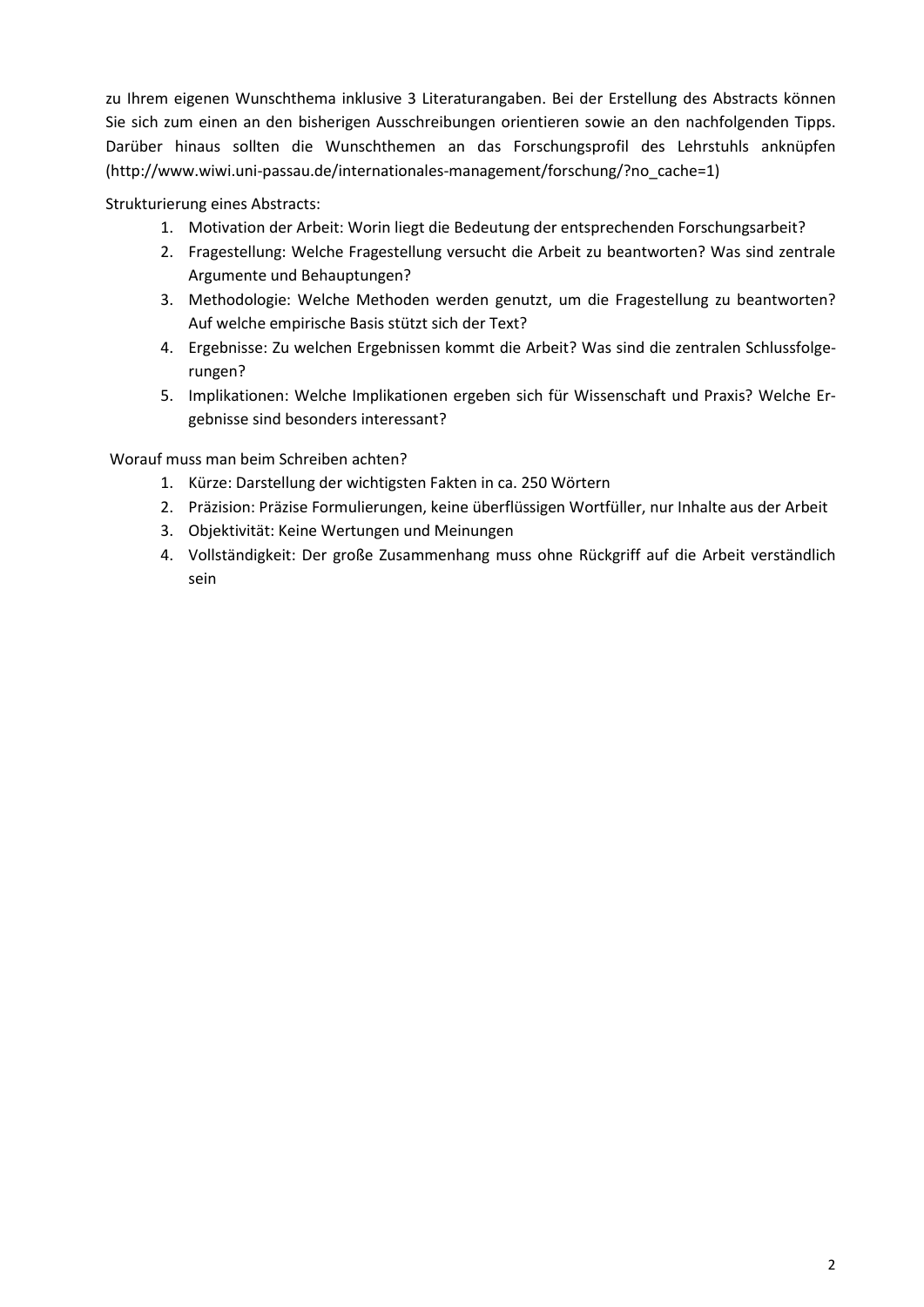zu Ihrem eigenen Wunschthema inklusive 3 Literaturangaben. Bei der Erstellung des Abstracts können Sie sich zum einen an den bisherigen Ausschreibungen orientieren sowie an den nachfolgenden Tipps. Darüber hinaus sollten die Wunschthemen an das Forschungsprofil des Lehrstuhls anknüpfen (http://www.wiwi.uni-passau.de/internationales-management/forschung/?no_cache=1)

Strukturierung eines Abstracts:

1. Motivation der Arbeit: Worin liegt die Bedeutung der entsprechenden Forschungsarbeit?
2. Fragestellung: Welche Fragestellung versucht die Arbeit zu beantworten? Was sind zentrale Argumente und Behauptungen?
3. Methodologie: Welche Methoden werden genutzt, um die Fragestellung zu beantworten? Auf welche empirische Basis stützt sich der Text?
4. Ergebnisse: Zu welchen Ergebnissen kommt die Arbeit? Was sind die zentralen Schlussfolgerungen?
5. Implikationen: Welche Implikationen ergeben sich für Wissenschaft und Praxis? Welche Ergebnisse sind besonders interessant?

Worauf muss man beim Schreiben achten?

1. Kürze: Darstellung der wichtigsten Fakten in ca. 250 Wörtern
2. Präzision: Präzise Formulierungen, keine überflüssigen Wortfüller, nur Inhalte aus der Arbeit
3. Objektivität: Keine Wertungen und Meinungen
4. Vollständigkeit: Der große Zusammenhang muss ohne Rückgriff auf die Arbeit verständlich sein